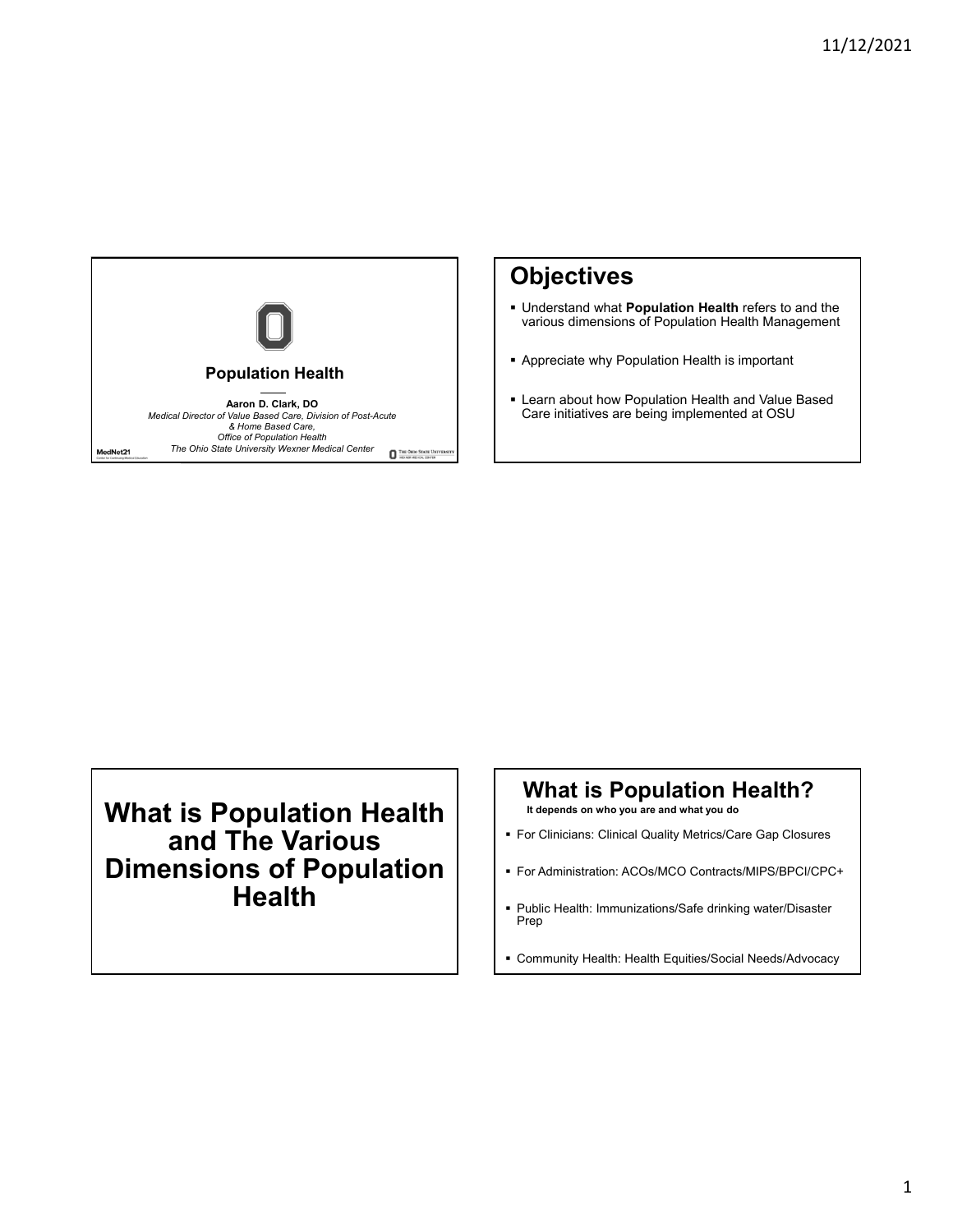## Population Health

**Aaron D. Clark, DO**

*Medical Director of Value Based Care, Division of Post-Acute & Home Based Care,*
*Office of Population Health*
*The Ohio State University Wexner Medical Center*

MedNet21

The Ohio State University

## Objectives

- Understand what **Population Health** refers to and the various dimensions of Population Health Management
- Appreciate why Population Health is important
- Learn about how Population Health and Value Based Care initiatives are being implemented at OSU

# What is Population Health and The Various Dimensions of Population Health

## What is Population Health?

**It depends on who you are and what you do**

- For Clinicians: Clinical Quality Metrics/Care Gap Closures
- For Administration: ACOs/MCO Contracts/MIPS/BPCI/CPC+
- Public Health: Immunizations/Safe drinking water/Disaster Prep
- Community Health: Health Equities/Social Needs/Advocacy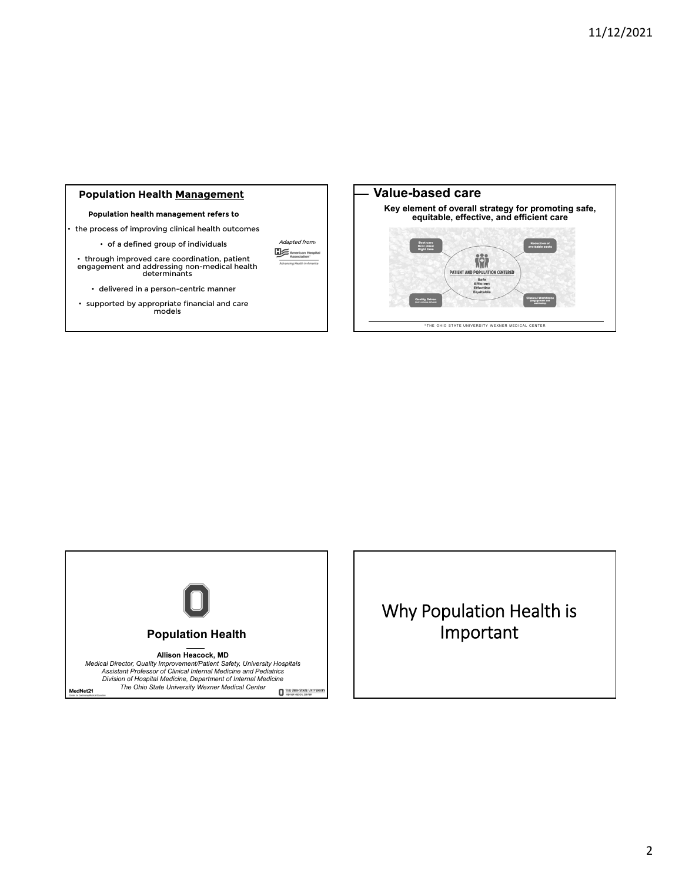## Population Health Management

**Population health management refers to**

- the process of improving clinical health outcomes
  - of a defined group of individuals
  - through improved care coordination, patient engagement and addressing non-medical health determinants
  - delivered in a person-centric manner
  - supported by appropriate financial and care models

*Adapted from:* American Hospital Association — *Advancing Health in America*

## Value-based care

**Key element of overall strategy for promoting safe, equitable, effective, and efficient care**

Best care
Best place
Right time

Reduction of avoidable costs

PATIENT AND POPULATION CENTERED
Safe
Efficient
Effective
Equitable

Quality Driven (not volume driven)

Clinical Workforce (engagement and well-being)

©THE OHIO STATE UNIVERSITY WEXNER MEDICAL CENTER

## Population Health

**Allison Heacock, MD**

*Medical Director, Quality Improvement/Patient Safety, University Hospitals*
*Assistant Professor of Clinical Internal Medicine and Pediatrics*
*Division of Hospital Medicine, Department of Internal Medicine*
*The Ohio State University Wexner Medical Center*

MedNet21 Center for Continuing Medical Education

The Ohio State University Wexner Medical Center

## Why Population Health is Important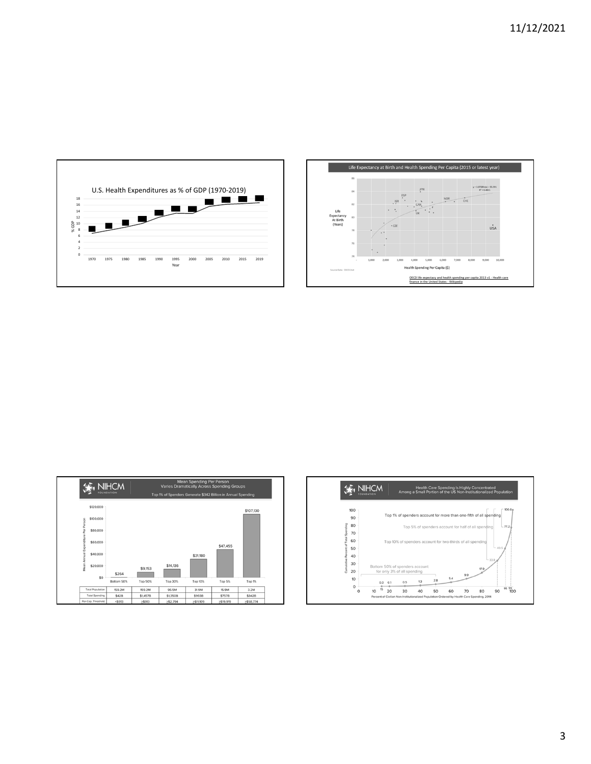U.S. Health Expenditures as % of GDP (1970-2019)

% GDP

18
16
14
12
10
8
6
4
2
0

1970 1975 1980 1985 1990 1995 2000 2005 2010 2015 2019

Year

Life Expectancy at Birth and Health Spending Per Capita (2015 or latest year)

Life Expectancy At Birth (Years)

86
84
82
80
78
76
74

JPN
ESP
ISR
CAN
UK
NOR
CHE
CZE
USA

$y = 3.0726\ln(x) + 55.391$
$R^2 = 0.4811$

1,000 2,000 3,000 4,000 5,000 6,000 7,000 8,000 9,000 10,000

Health Spending Per Capita ($)

Source Data: OECD.Stat

OECD life expectancy and health spending per capita 2013 v1 - Health care finance in the United States - Wikipedia

NIHCM FOUNDATION

Mean Spending Per Person Varies Dramatically Across Spending Groups

Top 1% of Spenders Generate $342 Billion in Annual Spending

Mean Annual Expenditure Per Person

$120,000
$100,000
$80,000
$60,000
$40,000
$20,000
$0

$264 (Bottom 50%)
$9,153 (Top 50%)
$14,136 (Top 30%)
$31,180 (Top 10%)
$47,455 (Top 5%)
$107,130 (Top 1%)

| | Bottom 50% | Top 50% | Top 30% | Top 10% | Top 5% | Top 1% |
|---|---|---|---|---|---|---|
| Total Population | 159.2M | 159.2M | 95.5M | 31.9M | 15.9M | 3.2M |
| Total Spending | $42B | $1,457B | $1,350B | $993B | $757B | $342B |
| Per-Cap. Threshold | <$913 | ≥$913 | ≥$2,794 | ≥$11,109 | ≥$19,919 | ≥$58,774 |

NIHCM FOUNDATION

Health Care Spending Is Highly Concentrated Among a Small Portion of the US Non-Institutionalized Population

Cumulative Percent of Total Spending

100
90
80
70
60
50
40
30
20
10
0

Top 1% of spenders account for more than one-fifth of all spending
Top 5% of spenders account for half of all spending
Top 10% of spenders account for two-thirds of all spending
Bottom 50% of spenders account for only 3% of all spending

0.0 0.1 0.5 1.3 2.8 5.4 9.9 17.9 33.6 49.5 77.2 100.0

0 10 15 20 30 40 50 60 70 80 90 95 99 100

Percent of Civilian Non-Institutionalized Population Ordered by Health Care Spending, 2014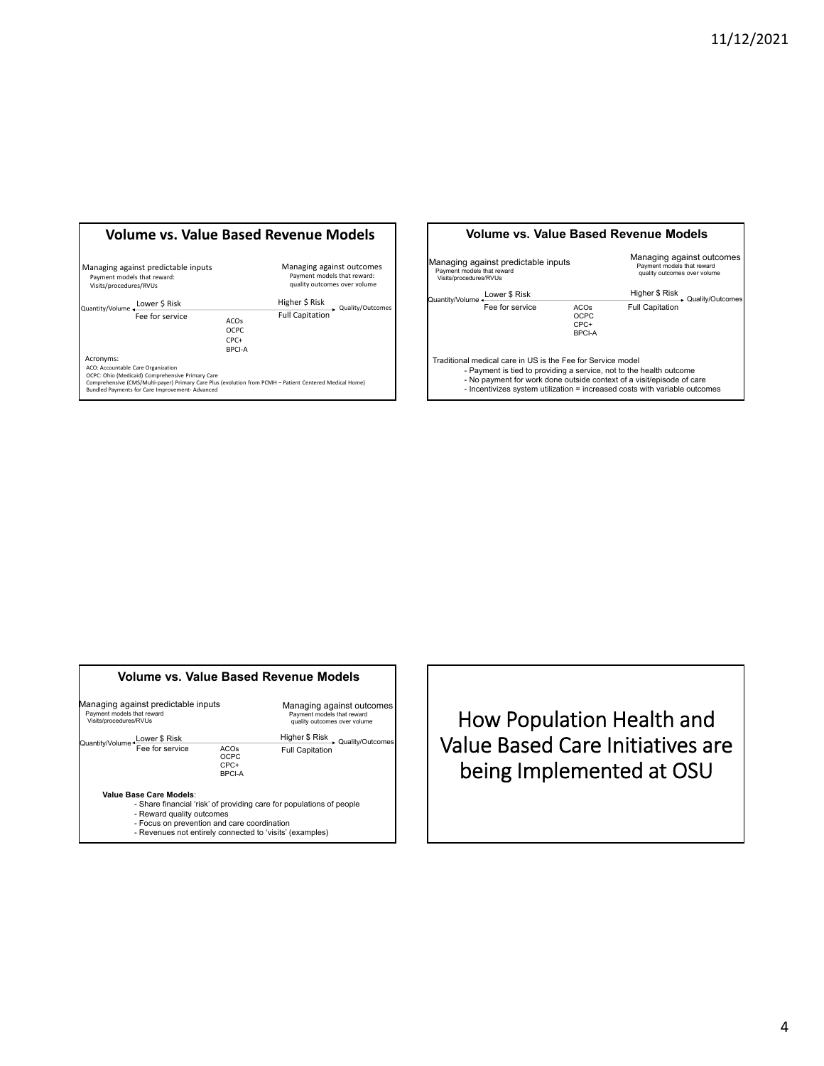## Volume vs. Value Based Revenue Models

Managing against predictable inputs
Payment models that reward:
Visits/procedures/RVUs

Managing against outcomes
Payment models that reward:
quality outcomes over volume

Quantity/Volume ← Lower $ Risk — Higher $ Risk → Quality/Outcomes

Fee for service — ACOs, OCPC, CPC+, BPCI-A — Full Capitation

Acronyms:
ACO: Accountable Care Organization
OCPC: Ohio (Medicaid) Comprehensive Primary Care
Comprehensive (CMS/Multi-payer) Primary Care Plus (evolution from PCMH – Patient Centered Medical Home)
Bundled Payments for Care Improvement- Advanced

## Volume vs. Value Based Revenue Models

Managing against predictable inputs
Payment models that reward
Visits/procedures/RVUs

Managing against outcomes
Payment models that reward
quality outcomes over volume

Quantity/Volume ← Lower $ Risk — Higher $ Risk → Quality/Outcomes

Fee for service — ACOs, OCPC, CPC+, BPCI-A — Full Capitation

Traditional medical care in US is the Fee for Service model
- Payment is tied to providing a service, not to the health outcome
- No payment for work done outside context of a visit/episode of care
- Incentivizes system utilization = increased costs with variable outcomes

## Volume vs. Value Based Revenue Models

Managing against predictable inputs
Payment models that reward
Visits/procedures/RVUs

Managing against outcomes
Payment models that reward
quality outcomes over volume

Quantity/Volume ← Lower $ Risk — Higher $ Risk → Quality/Outcomes

Fee for service — ACOs, OCPC, CPC+, BPCI-A — Full Capitation

**Value Base Care Models**:
- Share financial 'risk' of providing care for populations of people
- Reward quality outcomes
- Focus on prevention and care coordination
- Revenues not entirely connected to 'visits' (examples)

## How Population Health and Value Based Care Initiatives are being Implemented at OSU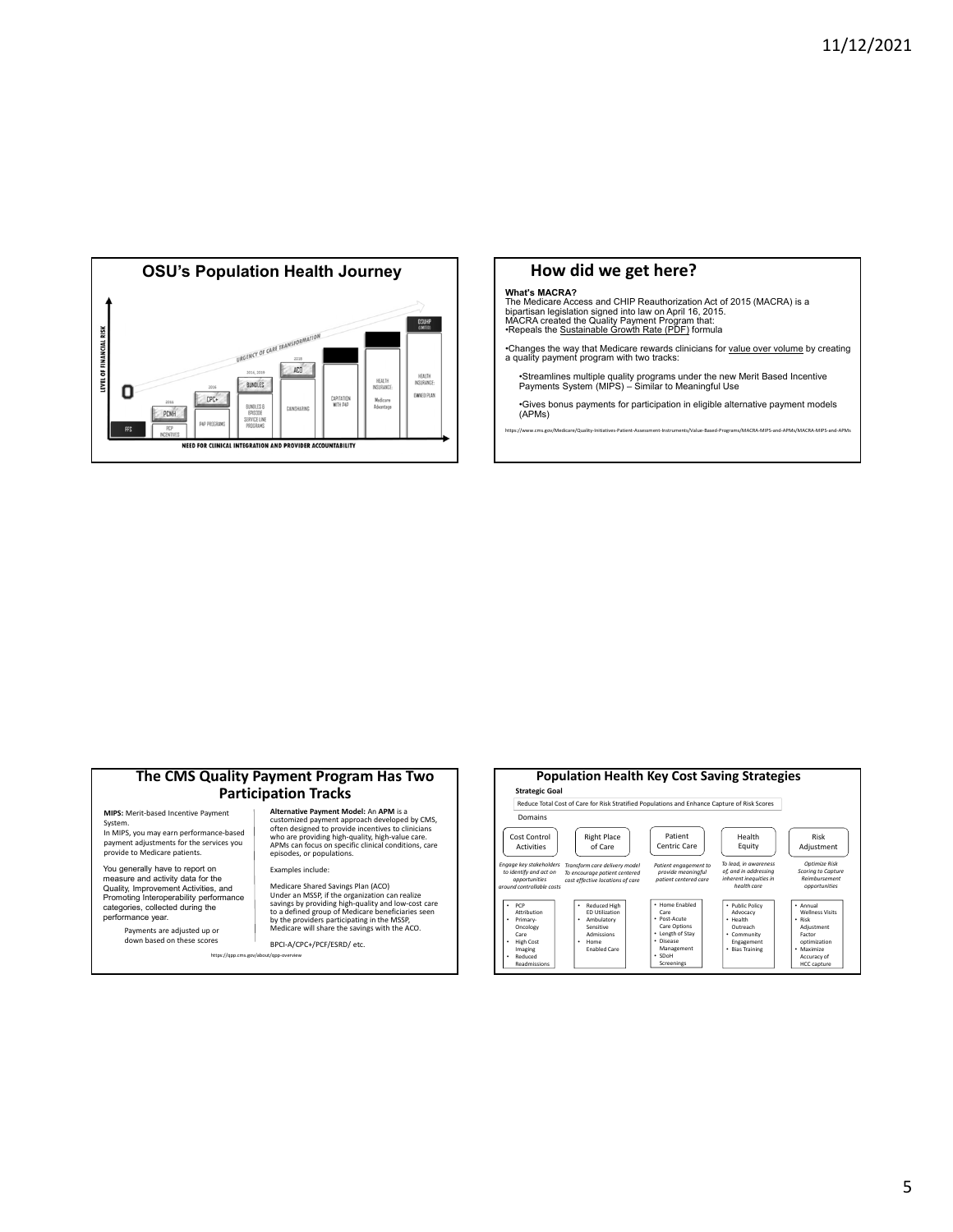## OSU's Population Health Journey

LEVEL OF FINANCIAL RISK

URGENCY OF CARE TRANSFORMATION

FFS

2011
PCMH
PCP INCENTIVES

2016
CPC+
P4P PROGRAMS

2014, 2016
BUNDLES
BUNDLES & EPISODE SERVICE LINE PROGRAMS

2018
ACO
GAINSHARING

CAPITATION WITH P4P

HEALTH INSURANCE: Medicare Advantage

OSUHP (LIMITED)
HEALTH INSURANCE: OWNED PLAN

NEED FOR CLINICAL INTEGRATION AND PROVIDER ACCOUNTABILITY

## How did we get here?

**What's MACRA?**
The Medicare Access and CHIP Reauthorization Act of 2015 (MACRA) is a bipartisan legislation signed into law on April 16, 2015.
MACRA created the Quality Payment Program that:
•Repeals the Sustainable Growth Rate (PDF) formula

•Changes the way that Medicare rewards clinicians for value over volume by creating a quality payment program with two tracks:

•Streamlines multiple quality programs under the new Merit Based Incentive Payments System (MIPS) – Similar to Meaningful Use

•Gives bonus payments for participation in eligible alternative payment models (APMs)

https://www.cms.gov/Medicare/Quality-Initiatives-Patient-Assessment-Instruments/Value-Based-Programs/MACRA-MIPS-and-APMs/MACRA-MIPS-and-APMs

## The CMS Quality Payment Program Has Two Participation Tracks

**MIPS:** Merit-based Incentive Payment System.
In MIPS, you may earn performance-based payment adjustments for the services you provide to Medicare patients.

You generally have to report on measure and activity data for the Quality, Improvement Activities, and Promoting Interoperability performance categories, collected during the performance year.

Payments are adjusted up or down based on these scores

**Alternative Payment Model:** An **APM** is a customized payment approach developed by CMS, often designed to provide incentives to clinicians who are providing high-quality, high-value care. APMs can focus on specific clinical conditions, care episodes, or populations.

Examples include:

Medicare Shared Savings Plan (ACO)
Under an MSSP, if the organization can realize savings by providing high-quality and low-cost care to a defined group of Medicare beneficiaries seen by the providers participating in the MSSP, Medicare will share the savings with the ACO.

BPCI-A/CPC+/PCF/ESRD/ etc.

https://qpp.cms.gov/about/qpp-overview

## Population Health Key Cost Saving Strategies

**Strategic Goal**

Reduce Total Cost of Care for Risk Stratified Populations and Enhance Capture of Risk Scores

Domains

| Cost Control Activities | Right Place of Care | Patient Centric Care | Health Equity | Risk Adjustment |
|---|---|---|---|---|
| *Engage key stakeholders to identify and act on opportunities around controllable costs* | *Transform care delivery model To encourage patient centered cost effective locations of care* | *Patient engagement to provide meaningful patient centered care* | *To lead, in awareness of, and in addressing inherent inequities in health care* | *Optimize Risk Scoring to Capture Reimbursement opportunities* |
| • PCP Attribution<br>• Primary-Oncology Care<br>• High Cost Imaging<br>• Reduced Readmissions | • Reduced High ED Utilization<br>• Ambulatory Sensitive Admissions<br>• Home Enabled Care | • Home Enabled Care<br>• Post-Acute Care Options<br>• Length of Stay<br>• Disease Management<br>• SDoH Screenings | • Public Policy Advocacy<br>• Health Outreach<br>• Community Engagement<br>• Bias Training | • Annual Wellness Visits<br>• Risk Adjustment Factor optimization<br>• Maximize Accuracy of HCC capture |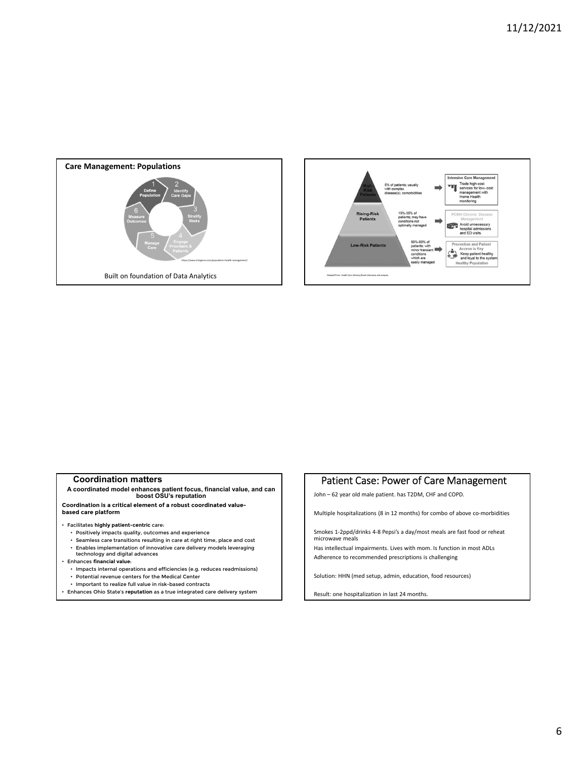## Care Management: Populations

1 Define Population

2 Identify Care Gaps

3 Stratify Risks

4 Engage Providers & Patients

5 Manage Care

6 Measure Outcomes

https://www.clinigence.com/population-health-management/

Built on foundation of Data Analytics

High-Risk Patients

5% of patients; usually with complex disease(s), comorbidities

Intensive Care Management

Trade high-cost services for low- cost management with Home Health monitoring

Rising-Risk Patients

15%-35% of patients; may have conditions not optimally managed

PCMH Chronic Disease Management

Avoid unnecessary hospital admissions and ED visits.

Low-Risk Patients

60%-80% of patients; with minor transient conditions which are easily managed

Prevention and Patient Access is Key

Keep patient healthy and loyal to the system

Healthy Population

Adapted From: Health Care Advisory Board interviews and analysis.

## Coordination matters

**A coordinated model enhances patient focus, financial value, and can boost OSU's reputation**

**Coordination is a critical element of a robust coordinated value-based care platform**

- Facilitates **highly patient-centric** care:
  - Positively impacts quality, outcomes and experience
  - Seamless care transitions resulting in care at right time, place and cost
  - Enables implementation of innovative care delivery models leveraging technology and digital advances
- Enhances **financial value**:
  - Impacts internal operations and efficiencies (e.g. reduces readmissions)
  - Potential revenue centers for the Medical Center
  - Important to realize full value in risk-based contracts
- Enhances Ohio State's **reputation** as a true integrated care delivery system

## Patient Case: Power of Care Management

John – 62 year old male patient. has T2DM, CHF and COPD.

Multiple hospitalizations (8 in 12 months) for combo of above co-morbidities

Smokes 1-2ppd/drinks 4-8 Pepsi's a day/most meals are fast food or reheat microwave meals

Has intellectual impairments. Lives with mom. Is function in most ADLs

Adherence to recommended prescriptions is challenging

Solution: HHN (med setup, admin, education, food resources)

Result: one hospitalization in last 24 months.